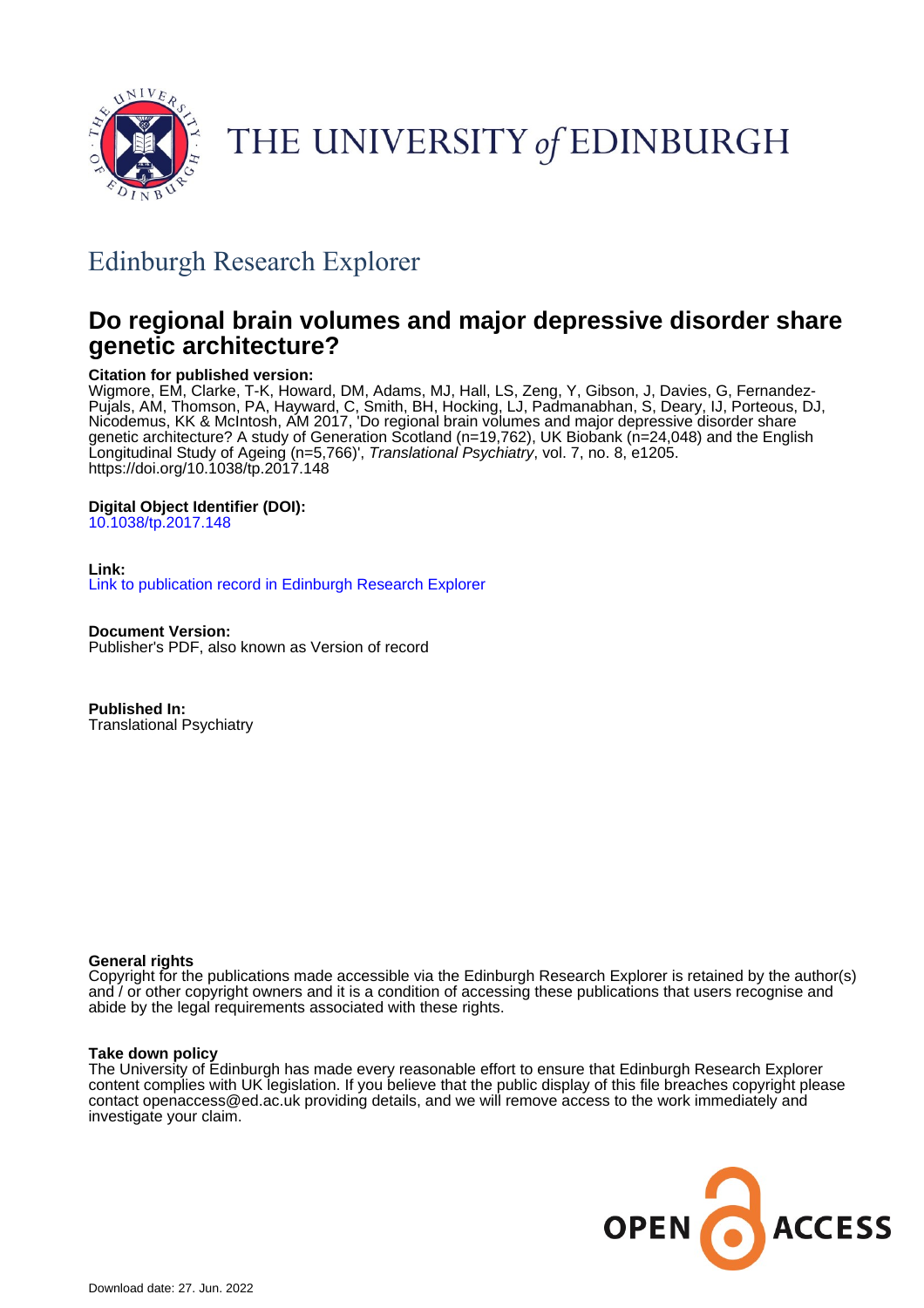THE UNIVERSITY of EDINBURGH

## Edinburgh Research Explorer

# Do regional brain volumes and major depressive disorder share genetic architecture?

**Citation for published version:**

Wigmore, EM, Clarke, T-K, Howard, DM, Adams, MJ, Hall, LS, Zeng, Y, Gibson, J, Davies, G, Fernandez-Pujals, AM, Thomson, PA, Hayward, C, Smith, BH, Hocking, LJ, Padmanabhan, S, Deary, IJ, Porteous, DJ, Nicodemus, KK & McIntosh, AM 2017, 'Do regional brain volumes and major depressive disorder share genetic architecture? A study of Generation Scotland (n=19,762), UK Biobank (n=24,048) and the English Longitudinal Study of Ageing (n=5,766)', *Translational Psychiatry*, vol. 7, no. 8, e1205. https://doi.org/10.1038/tp.2017.148

**Digital Object Identifier (DOI):**

10.1038/tp.2017.148

**Link:**

Link to publication record in Edinburgh Research Explorer

**Document Version:**

Publisher's PDF, also known as Version of record

**Published In:**

Translational Psychiatry

**General rights**

Copyright for the publications made accessible via the Edinburgh Research Explorer is retained by the author(s) and / or other copyright owners and it is a condition of accessing these publications that users recognise and abide by the legal requirements associated with these rights.

**Take down policy**

The University of Edinburgh has made every reasonable effort to ensure that Edinburgh Research Explorer content complies with UK legislation. If you believe that the public display of this file breaches copyright please contact openaccess@ed.ac.uk providing details, and we will remove access to the work immediately and investigate your claim.

OPEN ACCESS

Download date: 27. Jun. 2022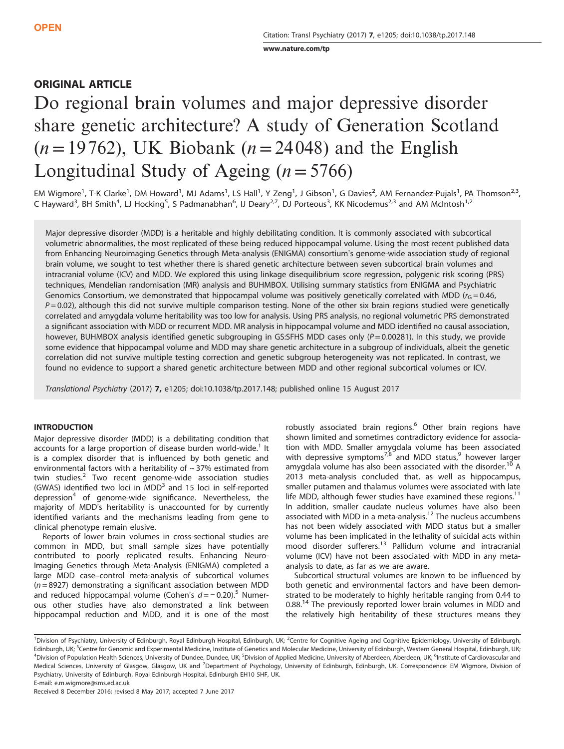OPEN

ORIGINAL ARTICLE

# Do regional brain volumes and major depressive disorder share genetic architecture? A study of Generation Scotland ($n = 19\,762$), UK Biobank ($n = 24\,048$) and the English Longitudinal Study of Ageing ($n = 5766$)

EM Wigmore[1], T-K Clarke[1], DM Howard[1], MJ Adams[1], LS Hall[1], Y Zeng[1], J Gibson[1], G Davies[2], AM Fernandez-Pujals[1], PA Thomson[2,3], C Hayward[3], BH Smith[4], LJ Hocking[5], S Padmanabhan[6], IJ Deary[2,7], DJ Porteous[3], KK Nicodemus[2,3] and AM McIntosh[1,2]

Major depressive disorder (MDD) is a heritable and highly debilitating condition. It is commonly associated with subcortical volumetric abnormalities, the most replicated of these being reduced hippocampal volume. Using the most recent published data from Enhancing Neuroimaging Genetics through Meta-analysis (ENIGMA) consortium's genome-wide association study of regional brain volume, we sought to test whether there is shared genetic architecture between seven subcortical brain volumes and intracranial volume (ICV) and MDD. We explored this using linkage disequilibrium score regression, polygenic risk scoring (PRS) techniques, Mendelian randomisation (MR) analysis and BUHMBOX. Utilising summary statistics from ENIGMA and Psychiatric Genomics Consortium, we demonstrated that hippocampal volume was positively genetically correlated with MDD ($r_G = 0.46$, $P = 0.02$), although this did not survive multiple comparison testing. None of the other six brain regions studied were genetically correlated and amygdala volume heritability was too low for analysis. Using PRS analysis, no regional volumetric PRS demonstrated a significant association with MDD or recurrent MDD. MR analysis in hippocampal volume and MDD identified no causal association, however, BUHMBOX analysis identified genetic subgrouping in GS:SFHS MDD cases only ($P = 0.00281$). In this study, we provide some evidence that hippocampal volume and MDD may share genetic architecture in a subgroup of individuals, albeit the genetic correlation did not survive multiple testing correction and genetic subgroup heterogeneity was not replicated. In contrast, we found no evidence to support a shared genetic architecture between MDD and other regional subcortical volumes or ICV.

*Translational Psychiatry* (2017) **7**, e1205; doi:10.1038/tp.2017.148; published online 15 August 2017

## INTRODUCTION

Major depressive disorder (MDD) is a debilitating condition that accounts for a large proportion of disease burden world-wide.[1] It is a complex disorder that is influenced by both genetic and environmental factors with a heritability of ~37% estimated from twin studies.[2] Two recent genome-wide association studies (GWAS) identified two loci in MDD[3] and 15 loci in self-reported depression[4] of genome-wide significance. Nevertheless, the majority of MDD's heritability is unaccounted for by currently identified variants and the mechanisms leading from gene to clinical phenotype remain elusive.

Reports of lower brain volumes in cross-sectional studies are common in MDD, but small sample sizes have potentially contributed to poorly replicated results. Enhancing Neuro-Imaging Genetics through Meta-Analysis (ENIGMA) completed a large MDD case–control meta-analysis of subcortical volumes ($n = 8927$) demonstrating a significant association between MDD and reduced hippocampal volume (Cohen's $d = -0.20$).[5] Numerous other studies have also demonstrated a link between hippocampal reduction and MDD, and it is one of the most robustly associated brain regions.[6] Other brain regions have shown limited and sometimes contradictory evidence for association with MDD. Smaller amygdala volume has been associated with depressive symptoms[7,8] and MDD status,[9] however larger amygdala volume has also been associated with the disorder.[10] A 2013 meta-analysis concluded that, as well as hippocampus, smaller putamen and thalamus volumes were associated with late life MDD, although fewer studies have examined these regions.[11] In addition, smaller caudate nucleus volumes have also been associated with MDD in a meta-analysis.[12] The nucleus accumbens has not been widely associated with MDD status but a smaller volume has been implicated in the lethality of suicidal acts within mood disorder sufferers.[13] Pallidum volume and intracranial volume (ICV) have not been associated with MDD in any meta-analysis to date, as far as we are aware.

Subcortical structural volumes are known to be influenced by both genetic and environmental factors and have been demonstrated to be moderately to highly heritable ranging from 0.44 to 0.88.[14] The previously reported lower brain volumes in MDD and the relatively high heritability of these structures means they

[1]Division of Psychiatry, University of Edinburgh, Royal Edinburgh Hospital, Edinburgh, UK; [2]Centre for Cognitive Ageing and Cognitive Epidemiology, University of Edinburgh, Edinburgh, UK; [3]Centre for Genomic and Experimental Medicine, Institute of Genetics and Molecular Medicine, University of Edinburgh, Western General Hospital, Edinburgh, UK; [4]Division of Population Health Sciences, University of Dundee, Dundee, UK; [5]Division of Applied Medicine, University of Aberdeen, Aberdeen, UK; [6]Institute of Cardiovascular and Medical Sciences, University of Glasgow, Glasgow, UK and [7]Department of Psychology, University of Edinburgh, Edinburgh, UK. Correspondence: EM Wigmore, Division of Psychiatry, University of Edinburgh, Royal Edinburgh Hospital, Edinburgh EH10 5HF, UK.
E-mail: e.m.wigmore@sms.ed.ac.uk

Received 8 December 2016; revised 8 May 2017; accepted 7 June 2017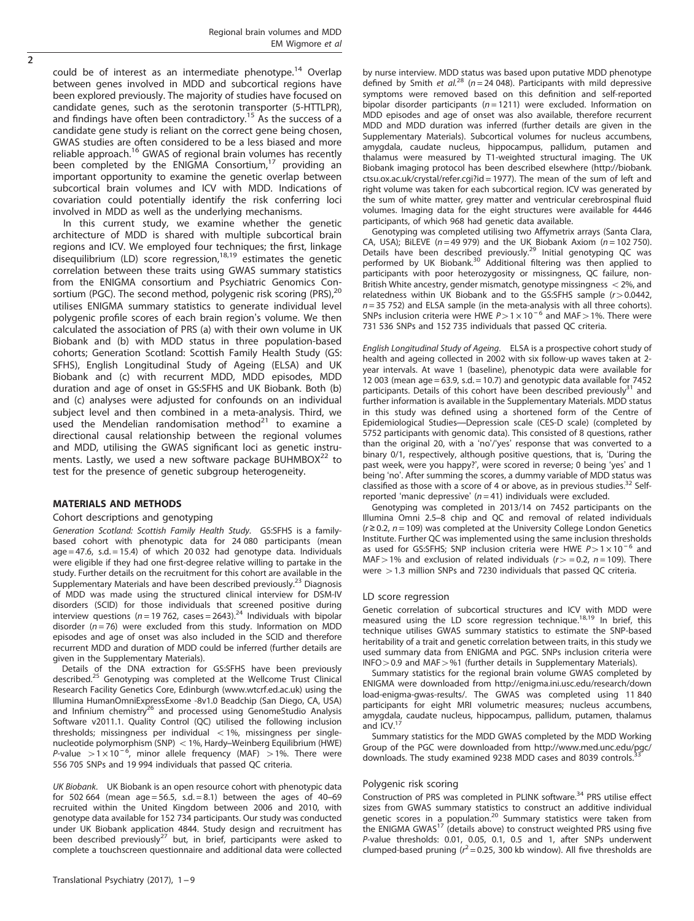could be of interest as an intermediate phenotype.[14] Overlap between genes involved in MDD and subcortical regions have been explored previously. The majority of studies have focused on candidate genes, such as the serotonin transporter (5-HTTLPR), and findings have often been contradictory.[15] As the success of a candidate gene study is reliant on the correct gene being chosen, GWAS studies are often considered to be a less biased and more reliable approach.[16] GWAS of regional brain volumes has recently been completed by the ENIGMA Consortium,[17] providing an important opportunity to examine the genetic overlap between subcortical brain volumes and ICV with MDD. Indications of covariation could potentially identify the risk conferring loci involved in MDD as well as the underlying mechanisms.

In this current study, we examine whether the genetic architecture of MDD is shared with multiple subcortical brain regions and ICV. We employed four techniques; the first, linkage disequilibrium (LD) score regression,[18,19] estimates the genetic correlation between these traits using GWAS summary statistics from the ENIGMA consortium and Psychiatric Genomics Consortium (PGC). The second method, polygenic risk scoring (PRS),[20] utilises ENIGMA summary statistics to generate individual level polygenic profile scores of each brain region's volume. We then calculated the association of PRS (a) with their own volume in UK Biobank and (b) with MDD status in three population-based cohorts; Generation Scotland: Scottish Family Health Study (GS:SFHS), English Longitudinal Study of Ageing (ELSA) and UK Biobank and (c) with recurrent MDD, MDD episodes, MDD duration and age of onset in GS:SFHS and UK Biobank. Both (b) and (c) analyses were adjusted for confounds on an individual subject level and then combined in a meta-analysis. Third, we used the Mendelian randomisation method[21] to examine a directional causal relationship between the regional volumes and MDD, utilising the GWAS significant loci as genetic instruments. Lastly, we used a new software package BUHMBOX[22] to test for the presence of genetic subgroup heterogeneity.

## MATERIALS AND METHODS

### Cohort descriptions and genotyping

*Generation Scotland: Scottish Family Health Study.* GS:SFHS is a family-based cohort with phenotypic data for 24 080 participants (mean age = 47.6, s.d. = 15.4) of which 20 032 had genotype data. Individuals were eligible if they had one first-degree relative willing to partake in the study. Further details on the recruitment for this cohort are available in the Supplementary Materials and have been described previously.[23] Diagnosis of MDD was made using the structured clinical interview for DSM-IV disorders (SCID) for those individuals that screened positive during interview questions ($n$ = 19 762, cases = 2643).[24] Individuals with bipolar disorder ($n$ = 76) were excluded from this study. Information on MDD episodes and age of onset was also included in the SCID and therefore recurrent MDD and duration of MDD could be inferred (further details are given in the Supplementary Materials).

Details of the DNA extraction for GS:SFHS have been previously described.[25] Genotyping was completed at the Wellcome Trust Clinical Research Facility Genetics Core, Edinburgh (www.wtcrf.ed.ac.uk) using the Illumina HumanOmniExpressExome -8v1.0 Beadchip (San Diego, CA, USA) and Infinium chemistry[26] and processed using GenomeStudio Analysis Software v2011.1. Quality Control (QC) utilised the following inclusion thresholds; missingness per individual < 1%, missingness per single-nucleotide polymorphism (SNP) < 1%, Hardy–Weinberg Equilibrium (HWE) $P$-value $> 1\times10^{-6}$, minor allele frequency (MAF) > 1%. There were 556 705 SNPs and 19 994 individuals that passed QC criteria.

*UK Biobank.* UK Biobank is an open resource cohort with phenotypic data for 502 664 (mean age = 56.5, s.d. = 8.1) between the ages of 40–69 recruited within the United Kingdom between 2006 and 2010, with genotype data available for 152 734 participants. Our study was conducted under UK Biobank application 4844. Study design and recruitment has been described previously[27] but, in brief, participants were asked to complete a touchscreen questionnaire and additional data were collected by nurse interview. MDD status was based upon putative MDD phenotype defined by Smith *et al.*[28] ($n$ = 24 048). Participants with mild depressive symptoms were removed based on this definition and self-reported bipolar disorder participants ($n$ = 1211) were excluded. Information on MDD episodes and age of onset was also available, therefore recurrent MDD and MDD duration was inferred (further details are given in the Supplementary Materials). Subcortical volumes for nucleus accumbens, amygdala, caudate nucleus, hippocampus, pallidum, putamen and thalamus were measured by T1-weighted structural imaging. The UK Biobank imaging protocol has been described elsewhere (http://biobank.ctsu.ox.ac.uk/crystal/refer.cgi?id = 1977). The mean of the sum of left and right volume was taken for each subcortical region. ICV was generated by the sum of white matter, grey matter and ventricular cerebrospinal fluid volumes. Imaging data for the eight structures were available for 4446 participants, of which 968 had genetic data available.

Genotyping was completed utilising two Affymetrix arrays (Santa Clara, CA, USA); BiLEVE ($n$ = 49 979) and the UK Biobank Axiom ($n$ = 102 750). Details have been described previously.[29] Initial genotyping QC was performed by UK Biobank.[30] Additional filtering was then applied to participants with poor heterozygosity or missingness, QC failure, non-British White ancestry, gender mismatch, genotype missingness < 2%, and relatedness within UK Biobank and to the GS:SFHS sample ($r > 0.0442$, $n$ = 35 752) and ELSA sample (in the meta-analysis with all three cohorts). SNPs inclusion criteria were HWE $P > 1\times10^{-6}$ and MAF > 1%. There were 731 536 SNPs and 152 735 individuals that passed QC criteria.

*English Longitudinal Study of Ageing.* ELSA is a prospective cohort study of health and ageing collected in 2002 with six follow-up waves taken at 2-year intervals. At wave 1 (baseline), phenotypic data were available for 12 003 (mean age = 63.9, s.d. = 10.7) and genotypic data available for 7452 participants. Details of this cohort have been described previously[31] and further information is available in the Supplementary Materials. MDD status in this study was defined using a shortened form of the Centre of Epidemiological Studies—Depression scale (CES-D scale) (completed by 5752 participants with genomic data). This consisted of 8 questions, rather than the original 20, with a 'no'/'yes' response that was converted to a binary 0/1, respectively, although positive questions, that is, 'During the past week, were you happy?', were scored in reverse; 0 being 'yes' and 1 being 'no'. After summing the scores, a dummy variable of MDD status was classified as those with a score of 4 or above, as in previous studies.[32] Self-reported 'manic depressive' ($n$ = 41) individuals were excluded.

Genotyping was completed in 2013/14 on 7452 participants on the Illumina Omni 2.5–8 chip and QC and removal of related individuals ($r \geq 0.2$, $n$ = 109) was completed at the University College London Genetics Institute. Further QC was implemented using the same inclusion thresholds as used for GS:SFHS; SNP inclusion criteria were HWE $P > 1\times10^{-6}$ and MAF > 1% and exclusion of related individuals ($r >= 0.2$, $n$ = 109). There were > 1.3 million SNPs and 7230 individuals that passed QC criteria.

### LD score regression

Genetic correlation of subcortical structures and ICV with MDD were measured using the LD score regression technique.[18,19] In brief, this technique utilises GWAS summary statistics to estimate the SNP-based heritability of a trait and genetic correlation between traits, in this study we used summary data from ENIGMA and PGC. SNPs inclusion criteria were INFO > 0.9 and MAF > %1 (further details in Supplementary Materials).

Summary statistics for the regional brain volume GWAS completed by ENIGMA were downloaded from http://enigma.ini.usc.edu/research/download-enigma-gwas-results/. The GWAS was completed using 11 840 participants for eight MRI volumetric measures; nucleus accumbens, amygdala, caudate nucleus, hippocampus, pallidum, putamen, thalamus and ICV.[17]

Summary statistics for the MDD GWAS completed by the MDD Working Group of the PGC were downloaded from http://www.med.unc.edu/pgc/downloads. The study examined 9238 MDD cases and 8039 controls.[33]

### Polygenic risk scoring

Construction of PRS was completed in PLINK software.[34] PRS utilise effect sizes from GWAS summary statistics to construct an additive individual genetic scores in a population.[20] Summary statistics were taken from the ENIGMA GWAS[17] (details above) to construct weighted PRS using five $P$-value thresholds: 0.01, 0.05, 0.1, 0.5 and 1, after SNPs underwent clumped-based pruning ($r^2 = 0.25$, 300 kb window). All five thresholds are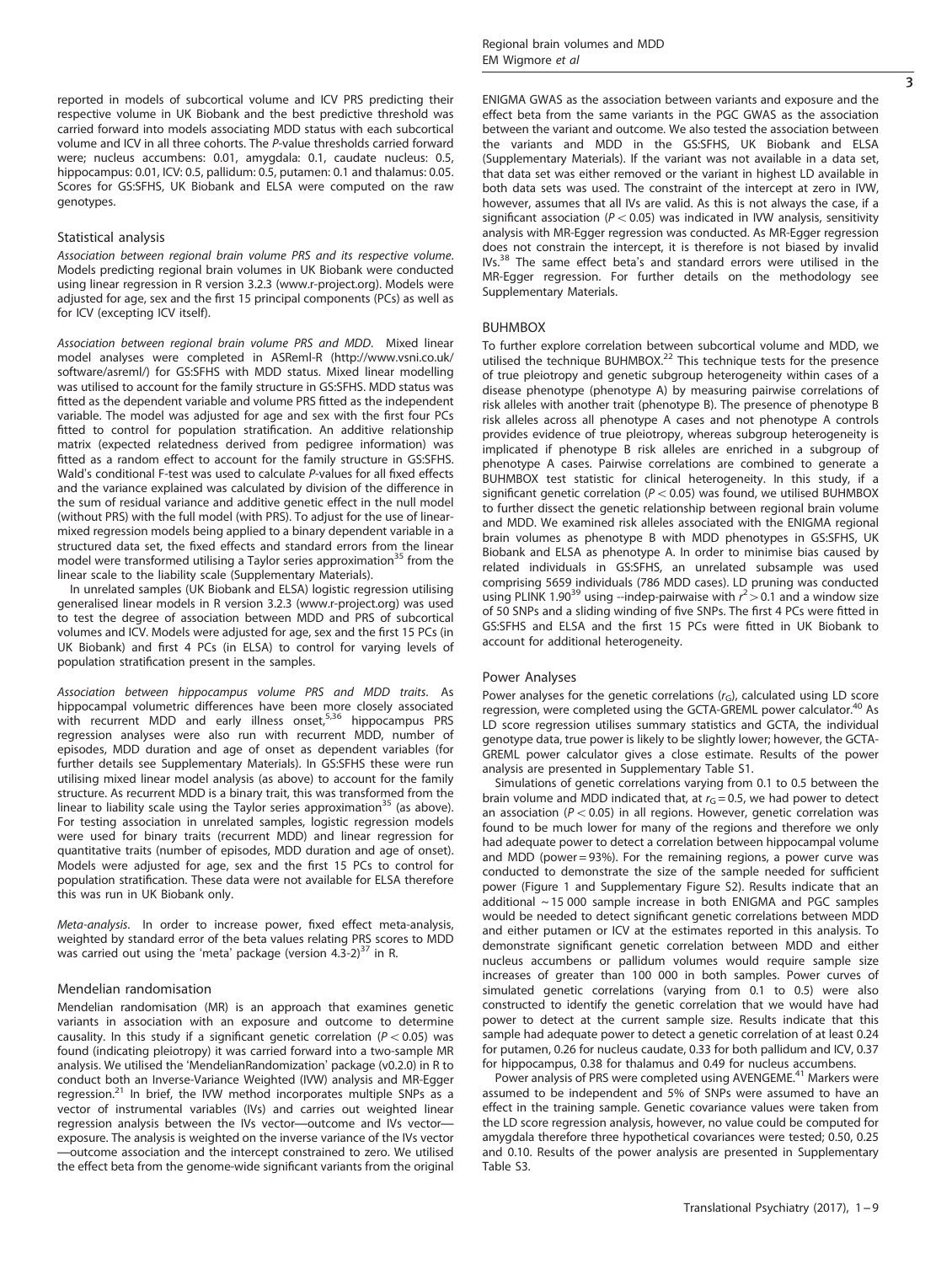reported in models of subcortical volume and ICV PRS predicting their respective volume in UK Biobank and the best predictive threshold was carried forward into models associating MDD status with each subcortical volume and ICV in all three cohorts. The P-value thresholds carried forward were; nucleus accumbens: 0.01, amygdala: 0.1, caudate nucleus: 0.5, hippocampus: 0.01, ICV: 0.5, pallidum: 0.5, putamen: 0.1 and thalamus: 0.05. Scores for GS:SFHS, UK Biobank and ELSA were computed on the raw genotypes.

### Statistical analysis

*Association between regional brain volume PRS and its respective volume.* Models predicting regional brain volumes in UK Biobank were conducted using linear regression in R version 3.2.3 (www.r-project.org). Models were adjusted for age, sex and the first 15 principal components (PCs) as well as for ICV (excepting ICV itself).

*Association between regional brain volume PRS and MDD.* Mixed linear model analyses were completed in ASReml-R (http://www.vsni.co.uk/software/asreml/) for GS:SFHS with MDD status. Mixed linear modelling was utilised to account for the family structure in GS:SFHS. MDD status was fitted as the dependent variable and volume PRS fitted as the independent variable. The model was adjusted for age and sex with the first four PCs fitted to control for population stratification. An additive relationship matrix (expected relatedness derived from pedigree information) was fitted as a random effect to account for the family structure in GS:SFHS. Wald's conditional F-test was used to calculate P-values for all fixed effects and the variance explained was calculated by division of the difference in the sum of residual variance and additive genetic effect in the null model (without PRS) with the full model (with PRS). To adjust for the use of linear-mixed regression models being applied to a binary dependent variable in a structured data set, the fixed effects and standard errors from the linear model were transformed utilising a Taylor series approximation[35] from the linear scale to the liability scale (Supplementary Materials).

In unrelated samples (UK Biobank and ELSA) logistic regression utilising generalised linear models in R version 3.2.3 (www.r-project.org) was used to test the degree of association between MDD and PRS of subcortical volumes and ICV. Models were adjusted for age, sex and the first 15 PCs (in UK Biobank) and first 4 PCs (in ELSA) to control for varying levels of population stratification present in the samples.

*Association between hippocampus volume PRS and MDD traits.* As hippocampal volumetric differences have been more closely associated with recurrent MDD and early illness onset,[5,36] hippocampus PRS regression analyses were also run with recurrent MDD, number of episodes, MDD duration and age of onset as dependent variables (for further details see Supplementary Materials). In GS:SFHS these were run utilising mixed linear model analysis (as above) to account for the family structure. As recurrent MDD is a binary trait, this was transformed from the linear to liability scale using the Taylor series approximation[35] (as above). For testing association in unrelated samples, logistic regression models were used for binary traits (recurrent MDD) and linear regression for quantitative traits (number of episodes, MDD duration and age of onset). Models were adjusted for age, sex and the first 15 PCs to control for population stratification. These data were not available for ELSA therefore this was run in UK Biobank only.

*Meta-analysis.* In order to increase power, fixed effect meta-analysis, weighted by standard error of the beta values relating PRS scores to MDD was carried out using the 'meta' package (version 4.3-2)[37] in R.

### Mendelian randomisation

Mendelian randomisation (MR) is an approach that examines genetic variants in association with an exposure and outcome to determine causality. In this study if a significant genetic correlation ($P < 0.05$) was found (indicating pleiotropy) it was carried forward into a two-sample MR analysis. We utilised the 'MendelianRandomization' package (v0.2.0) in R to conduct both an Inverse-Variance Weighted (IVW) analysis and MR-Egger regression.[21] In brief, the IVW method incorporates multiple SNPs as a vector of instrumental variables (IVs) and carries out weighted linear regression analysis between the IVs vector—outcome and IVs vector—exposure. The analysis is weighted on the inverse variance of the IVs vector—outcome association and the intercept constrained to zero. We utilised the effect beta from the genome-wide significant variants from the original ENIGMA GWAS as the association between variants and exposure and the effect beta from the same variants in the PGC GWAS as the association between the variant and outcome. We also tested the association between the variants and MDD in the GS:SFHS, UK Biobank and ELSA (Supplementary Materials). If the variant was not available in a data set, that data set was either removed or the variant in highest LD available in both data sets was used. The constraint of the intercept at zero in IVW, however, assumes that all IVs are valid. As this is not always the case, if a significant association ($P < 0.05$) was indicated in IVW analysis, sensitivity analysis with MR-Egger regression was conducted. As MR-Egger regression does not constrain the intercept, it is therefore is not biased by invalid IVs.[38] The same effect beta's and standard errors were utilised in the MR-Egger regression. For further details on the methodology see Supplementary Materials.

### BUHMBOX

To further explore correlation between subcortical volume and MDD, we utilised the technique BUHMBOX.[22] This technique tests for the presence of true pleiotropy and genetic subgroup heterogeneity within cases of a disease phenotype (phenotype A) by measuring pairwise correlations of risk alleles with another trait (phenotype B). The presence of phenotype B risk alleles across all phenotype A cases and not phenotype A controls provides evidence of true pleiotropy, whereas subgroup heterogeneity is implicated if phenotype B risk alleles are enriched in a subgroup of phenotype A cases. Pairwise correlations are combined to generate a BUHMBOX test statistic for clinical heterogeneity. In this study, if a significant genetic correlation ($P < 0.05$) was found, we utilised BUHMBOX to further dissect the genetic relationship between regional brain volume and MDD. We examined risk alleles associated with the ENIGMA regional brain volumes as phenotype B with MDD phenotypes in GS:SFHS, UK Biobank and ELSA as phenotype A. In order to minimise bias caused by related individuals in GS:SFHS, an unrelated subsample was used comprising 5659 individuals (786 MDD cases). LD pruning was conducted using PLINK 1.90[39] using --indep-pairwaise with $r^2 > 0.1$ and a window size of 50 SNPs and a sliding winding of five SNPs. The first 4 PCs were fitted in GS:SFHS and ELSA and the first 15 PCs were fitted in UK Biobank to account for additional heterogeneity.

### Power Analyses

Power analyses for the genetic correlations ($r_G$), calculated using LD score regression, were completed using the GCTA-GREML power calculator.[40] As LD score regression utilises summary statistics and GCTA, the individual genotype data, true power is likely to be slightly lower; however, the GCTA-GREML power calculator gives a close estimate. Results of the power analysis are presented in Supplementary Table S1.

Simulations of genetic correlations varying from 0.1 to 0.5 between the brain volume and MDD indicated that, at $r_G = 0.5$, we had power to detect an association ($P < 0.05$) in all regions. However, genetic correlation was found to be much lower for many of the regions and therefore we only had adequate power to detect a correlation between hippocampal volume and MDD (power = 93%). For the remaining regions, a power curve was conducted to demonstrate the size of the sample needed for sufficient power (Figure 1 and Supplementary Figure S2). Results indicate that an additional ~15 000 sample increase in both ENIGMA and PGC samples would be needed to detect significant genetic correlations between MDD and either putamen or ICV at the estimates reported in this analysis. To demonstrate significant genetic correlation between MDD and either nucleus accumbens or pallidum volumes would require sample size increases of greater than 100 000 in both samples. Power curves of simulated genetic correlations (varying from 0.1 to 0.5) were also constructed to identify the genetic correlation that we would have had power to detect at the current sample size. Results indicate that this sample had adequate power to detect a genetic correlation of at least 0.24 for putamen, 0.26 for nucleus caudate, 0.33 for both pallidum and ICV, 0.37 for hippocampus, 0.38 for thalamus and 0.49 for nucleus accumbens.

Power analysis of PRS were completed using AVENGEME.[41] Markers were assumed to be independent and 5% of SNPs were assumed to have an effect in the training sample. Genetic covariance values were taken from the LD score regression analysis, however, no value could be computed for amygdala therefore three hypothetical covariances were tested; 0.50, 0.25 and 0.10. Results of the power analysis are presented in Supplementary Table S3.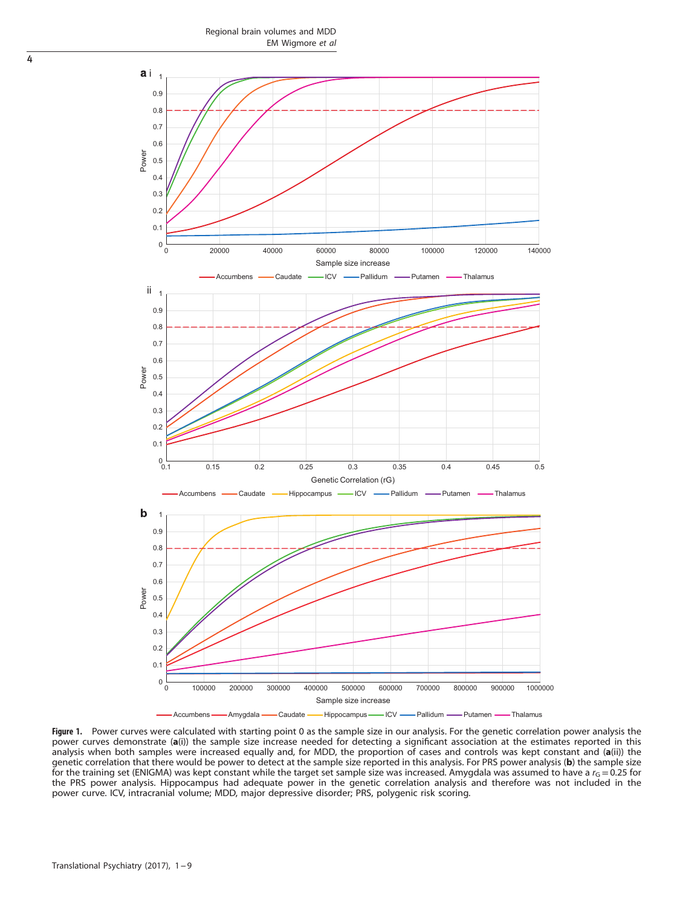**Figure 1.** Power curves were calculated with starting point 0 as the sample size in our analysis. For the genetic correlation power analysis the power curves demonstrate (**a**(i)) the sample size increase needed for detecting a significant association at the estimates reported in this analysis when both samples were increased equally and, for MDD, the proportion of cases and controls was kept constant and (**a**(ii)) the genetic correlation that there would be power to detect at the sample size reported in this analysis. For PRS power analysis (**b**) the sample size for the training set (ENIGMA) was kept constant while the target set sample size was increased. Amygdala was assumed to have a $r_G = 0.25$ for the PRS power analysis. Hippocampus had adequate power in the genetic correlation analysis and therefore was not included in the power curve. ICV, intracranial volume; MDD, major depressive disorder; PRS, polygenic risk scoring.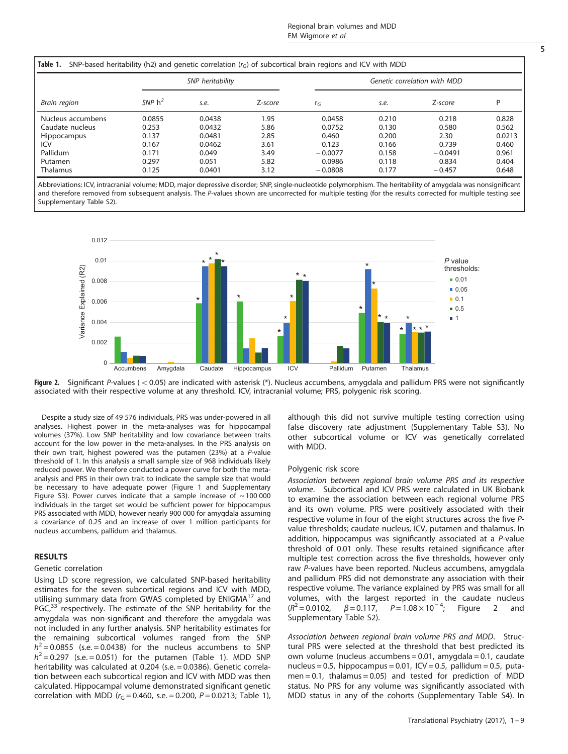**Table 1.** SNP-based heritability (h2) and genetic correlation ($r_G$) of subcortical brain regions and ICV with MDD

| Brain region | SNP heritability | | | Genetic correlation with MDD | | | |
|---|---|---|---|---|---|---|---|
| | SNP $h^2$ | s.e. | Z-score | $r_G$ | s.e. | Z-score | P |
| Nucleus accumbens | 0.0855 | 0.0438 | 1.95 | 0.0458 | 0.210 | 0.218 | 0.828 |
| Caudate nucleus | 0.253 | 0.0432 | 5.86 | 0.0752 | 0.130 | 0.580 | 0.562 |
| Hippocampus | 0.137 | 0.0481 | 2.85 | 0.460 | 0.200 | 2.30 | 0.0213 |
| ICV | 0.167 | 0.0462 | 3.61 | 0.123 | 0.166 | 0.739 | 0.460 |
| Pallidum | 0.171 | 0.049 | 3.49 | −0.0077 | 0.158 | −0.0491 | 0.961 |
| Putamen | 0.297 | 0.051 | 5.82 | 0.0986 | 0.118 | 0.834 | 0.404 |
| Thalamus | 0.125 | 0.0401 | 3.12 | −0.0808 | 0.177 | −0.457 | 0.648 |

Abbreviations: ICV, intracranial volume; MDD, major depressive disorder; SNP, single-nucleotide polymorphism. The heritability of amygdala was nonsignificant and therefore removed from subsequent analysis. The P-values shown are uncorrected for multiple testing (for the results corrected for multiple testing see Supplementary Table S2).

**Figure 2.** Significant P-values (< 0.05) are indicated with asterisk (*). Nucleus accumbens, amygdala and pallidum PRS were not significantly associated with their respective volume at any threshold. ICV, intracranial volume; PRS, polygenic risk scoring.

Despite a study size of 49 576 individuals, PRS was under-powered in all analyses. Highest power in the meta-analyses was for hippocampal volumes (37%). Low SNP heritability and low covariance between traits account for the low power in the meta-analyses. In the PRS analysis on their own trait, highest powered was the putamen (23%) at a P-value threshold of 1. In this analysis a small sample size of 968 individuals likely reduced power. We therefore conducted a power curve for both the meta-analysis and PRS in their own trait to indicate the sample size that would be necessary to have adequate power (Figure 1 and Supplementary Figure S3). Power curves indicate that a sample increase of ~100 000 individuals in the target set would be sufficient power for hippocampus PRS associated with MDD, however nearly 900 000 for amygdala assuming a covariance of 0.25 and an increase of over 1 million participants for nucleus accumbens, pallidum and thalamus.

## RESULTS

### Genetic correlation

Using LD score regression, we calculated SNP-based heritability estimates for the seven subcortical regions and ICV with MDD, utilising summary data from GWAS completed by ENIGMA[17] and PGC,[33] respectively. The estimate of the SNP heritability for the amygdala was non-significant and therefore the amygdala was not included in any further analysis. SNP heritability estimates for the remaining subcortical volumes ranged from the SNP $h^2 = 0.0855$ (s.e. = 0.0438) for the nucleus accumbens to SNP $h^2 = 0.297$ (s.e. = 0.051) for the putamen (Table 1). MDD SNP heritability was calculated at 0.204 (s.e. = 0.0386). Genetic correlation between each subcortical region and ICV with MDD was then calculated. Hippocampal volume demonstrated significant genetic correlation with MDD ($r_G = 0.460$, s.e. = 0.200, $P = 0.0213$; Table 1), although this did not survive multiple testing correction using false discovery rate adjustment (Supplementary Table S3). No other subcortical volume or ICV was genetically correlated with MDD.

### Polygenic risk score

*Association between regional brain volume PRS and its respective volume.* Subcortical and ICV PRS were calculated in UK Biobank to examine the association between each regional volume PRS and its own volume. PRS were positively associated with their respective volume in four of the eight structures across the five P-value thresholds; caudate nucleus, ICV, putamen and thalamus. In addition, hippocampus was significantly associated at a P-value threshold of 0.01 only. These results retained significance after multiple test correction across the five thresholds, however only raw P-values have been reported. Nucleus accumbens, amygdala and pallidum PRS did not demonstrate any association with their respective volume. The variance explained by PRS was small for all volumes, with the largest reported in the caudate nucleus ($R^2 = 0.0102$, $\beta = 0.117$, $P = 1.08 \times 10^{-4}$; Figure 2 and Supplementary Table S2).

*Association between regional brain volume PRS and MDD.* Structural PRS were selected at the threshold that best predicted its own volume (nucleus accumbens = 0.01, amygdala = 0.1, caudate nucleus = 0.05, hippocampus = 0.01, ICV = 0.5, pallidum = 0.5, putamen = 0.1, thalamus = 0.05) and tested for prediction of MDD status. No PRS for any volume was significantly associated with MDD status in any of the cohorts (Supplementary Table S4). In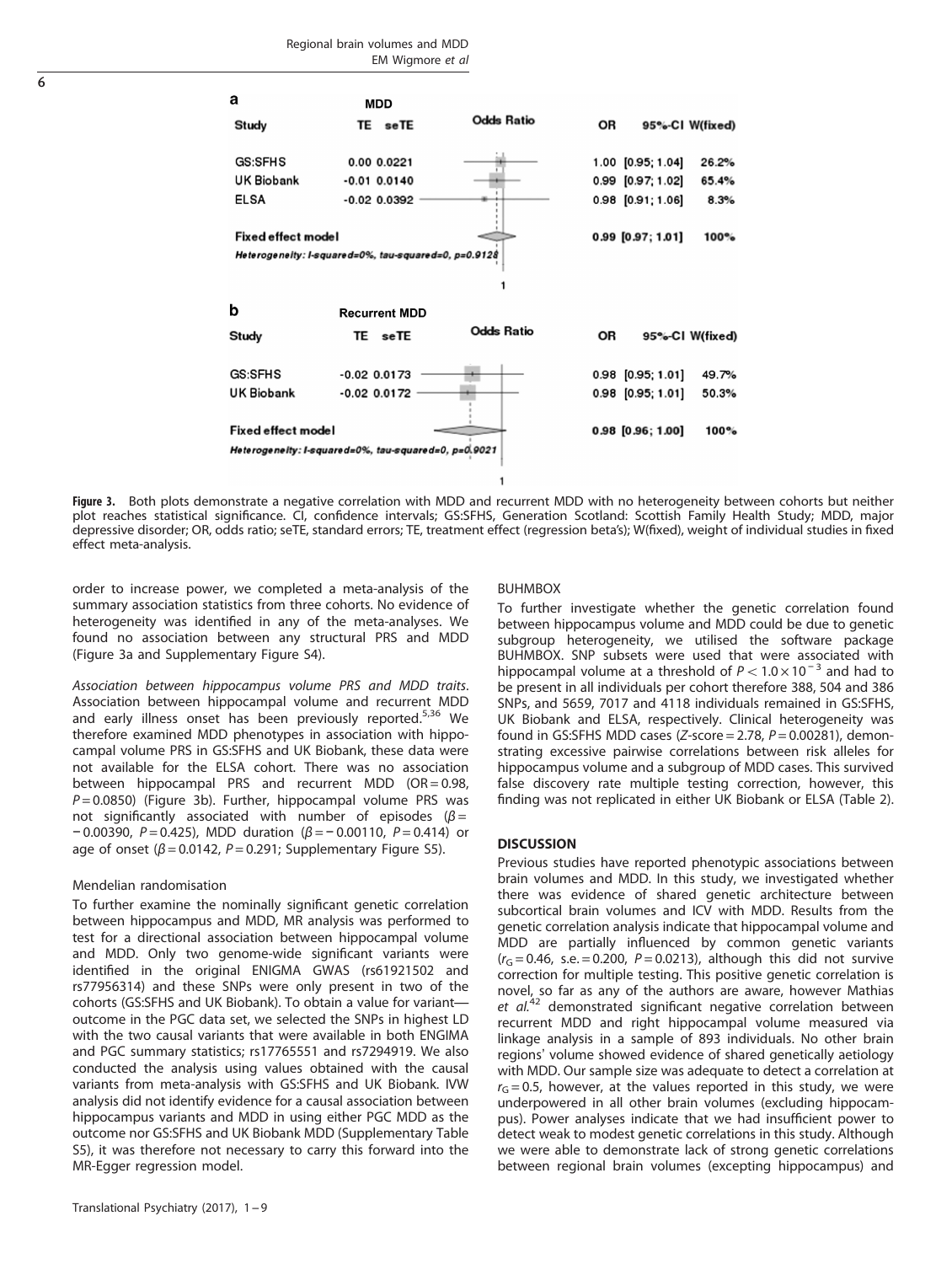**a** MDD

| Study | TE | seTE | Odds Ratio | OR | 95%-CI | W(fixed) |
|---|---|---|---|---|---|---|
| GS:SFHS | 0.00 | 0.0221 | | 1.00 | [0.95; 1.04] | 26.2% |
| UK Biobank | -0.01 | 0.0140 | | 0.99 | [0.97; 1.02] | 65.4% |
| ELSA | -0.02 | 0.0392 | | 0.98 | [0.91; 1.06] | 8.3% |
| Fixed effect model | | | | 0.99 | [0.97; 1.01] | 100% |

Heterogeneity: I-squared=0%, tau-squared=0, p=0.9128

**b** Recurrent MDD

| Study | TE | seTE | Odds Ratio | OR | 95%-CI | W(fixed) |
|---|---|---|---|---|---|---|
| GS:SFHS | -0.02 | 0.0173 | | 0.98 | [0.95; 1.01] | 49.7% |
| UK Biobank | -0.02 | 0.0172 | | 0.98 | [0.95; 1.01] | 50.3% |
| Fixed effect model | | | | 0.98 | [0.96; 1.00] | 100% |

Heterogeneity: I-squared=0%, tau-squared=0, p=0.9021

**Figure 3.** Both plots demonstrate a negative correlation with MDD and recurrent MDD with no heterogeneity between cohorts but neither plot reaches statistical significance. CI, confidence intervals; GS:SFHS, Generation Scotland: Scottish Family Health Study; MDD, major depressive disorder; OR, odds ratio; seTE, standard errors; TE, treatment effect (regression beta's); W(fixed), weight of individual studies in fixed effect meta-analysis.

order to increase power, we completed a meta-analysis of the summary association statistics from three cohorts. No evidence of heterogeneity was identified in any of the meta-analyses. We found no association between any structural PRS and MDD (Figure 3a and Supplementary Figure S4).

*Association between hippocampus volume PRS and MDD traits.* Association between hippocampal volume and recurrent MDD and early illness onset has been previously reported.[5,36] We therefore examined MDD phenotypes in association with hippocampal volume PRS in GS:SFHS and UK Biobank, these data were not available for the ELSA cohort. There was no association between hippocampal PRS and recurrent MDD (OR = 0.98, $P = 0.0850$) (Figure 3b). Further, hippocampal volume PRS was not significantly associated with number of episodes ($\beta = -0.00390$, $P = 0.425$), MDD duration ($\beta = -0.00110$, $P = 0.414$) or age of onset ($\beta = 0.0142$, $P = 0.291$; Supplementary Figure S5).

### Mendelian randomisation

To further examine the nominally significant genetic correlation between hippocampus and MDD, MR analysis was performed to test for a directional association between hippocampal volume and MDD. Only two genome-wide significant variants were identified in the original ENIGMA GWAS (rs61921502 and rs77956314) and these SNPs were only present in two of the cohorts (GS:SFHS and UK Biobank). To obtain a value for variant—outcome in the PGC data set, we selected the SNPs in highest LD with the two causal variants that were available in both ENGIMA and PGC summary statistics; rs17765551 and rs7294919. We also conducted the analysis using values obtained with the causal variants from meta-analysis with GS:SFHS and UK Biobank. IVW analysis did not identify evidence for a causal association between hippocampus variants and MDD in using either PGC MDD as the outcome nor GS:SFHS and UK Biobank MDD (Supplementary Table S5), it was therefore not necessary to carry this forward into the MR-Egger regression model.

### BUHMBOX

To further investigate whether the genetic correlation found between hippocampus volume and MDD could be due to genetic subgroup heterogeneity, we utilised the software package BUHMBOX. SNP subsets were used that were associated with hippocampal volume at a threshold of $P < 1.0 \times 10^{-3}$ and had to be present in all individuals per cohort therefore 388, 504 and 386 SNPs, and 5659, 7017 and 4118 individuals remained in GS:SFHS, UK Biobank and ELSA, respectively. Clinical heterogeneity was found in GS:SFHS MDD cases ($Z$-score = 2.78, $P = 0.00281$), demonstrating excessive pairwise correlations between risk alleles for hippocampus volume and a subgroup of MDD cases. This survived false discovery rate multiple testing correction, however, this finding was not replicated in either UK Biobank or ELSA (Table 2).

## DISCUSSION

Previous studies have reported phenotypic associations between brain volumes and MDD. In this study, we investigated whether there was evidence of shared genetic architecture between subcortical brain volumes and ICV with MDD. Results from the genetic correlation analysis indicate that hippocampal volume and MDD are partially influenced by common genetic variants ($r_G = 0.46$, s.e. = 0.200, $P = 0.0213$), although this did not survive correction for multiple testing. This positive genetic correlation is novel, so far as any of the authors are aware, however Mathias *et al.*[42] demonstrated significant negative correlation between recurrent MDD and right hippocampal volume measured via linkage analysis in a sample of 893 individuals. No other brain regions' volume showed evidence of shared genetically aetiology with MDD. Our sample size was adequate to detect a correlation at $r_G = 0.5$, however, at the values reported in this study, we were underpowered in all other brain volumes (excluding hippocampus). Power analyses indicate that we had insufficient power to detect weak to modest genetic correlations in this study. Although we were able to demonstrate lack of strong genetic correlations between regional brain volumes (excepting hippocampus) and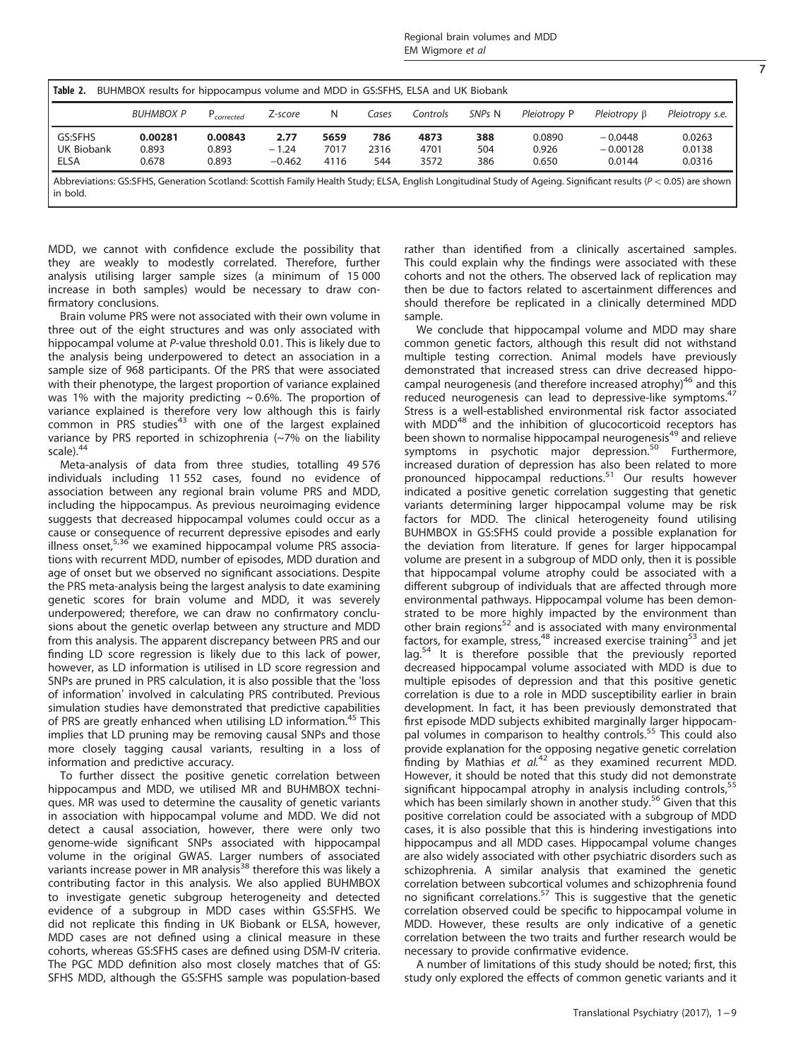**Table 2.** BUHMBOX results for hippocampus volume and MDD in GS:SFHS, ELSA and UK Biobank

| | *BUHMBOX P* | $P_{corrected}$ | *Z-score* | *N* | *Cases* | *Controls* | *SNPs N* | *Pleiotropy P* | *Pleiotropy* $\beta$ | *Pleiotropy s.e.* |
|---|---|---|---|---|---|---|---|---|---|---|
| GS:SFHS | **0.00281** | **0.00843** | **2.77** | **5659** | **786** | **4873** | **388** | 0.0890 | −0.0448 | 0.0263 |
| UK Biobank | 0.893 | 0.893 | −1.24 | 7017 | 2316 | 4701 | 504 | 0.926 | −0.00128 | 0.0138 |
| ELSA | 0.678 | 0.893 | −0.462 | 4116 | 544 | 3572 | 386 | 0.650 | 0.0144 | 0.0316 |

Abbreviations: GS:SFHS, Generation Scotland: Scottish Family Health Study; ELSA, English Longitudinal Study of Ageing. Significant results ($P < 0.05$) are shown in bold.

MDD, we cannot with confidence exclude the possibility that they are weakly to modestly correlated. Therefore, further analysis utilising larger sample sizes (a minimum of 15 000 increase in both samples) would be necessary to draw confirmatory conclusions.

Brain volume PRS were not associated with their own volume in three out of the eight structures and was only associated with hippocampal volume at *P*-value threshold 0.01. This is likely due to the analysis being underpowered to detect an association in a sample size of 968 participants. Of the PRS that were associated with their phenotype, the largest proportion of variance explained was 1% with the majority predicting ~0.6%. The proportion of variance explained is therefore very low although this is fairly common in PRS studies[43] with one of the largest explained variance by PRS reported in schizophrenia (~7% on the liability scale).[44]

Meta-analysis of data from three studies, totalling 49 576 individuals including 11 552 cases, found no evidence of association between any regional brain volume PRS and MDD, including the hippocampus. As previous neuroimaging evidence suggests that decreased hippocampal volumes could occur as a cause or consequence of recurrent depressive episodes and early illness onset,[5,36] we examined hippocampal volume PRS associations with recurrent MDD, number of episodes, MDD duration and age of onset but we observed no significant associations. Despite the PRS meta-analysis being the largest analysis to date examining genetic scores for brain volume and MDD, it was severely underpowered; therefore, we can draw no confirmatory conclusions about the genetic overlap between any structure and MDD from this analysis. The apparent discrepancy between PRS and our finding LD score regression is likely due to this lack of power, however, as LD information is utilised in LD score regression and SNPs are pruned in PRS calculation, it is also possible that the 'loss of information' involved in calculating PRS contributed. Previous simulation studies have demonstrated that predictive capabilities of PRS are greatly enhanced when utilising LD information.[45] This implies that LD pruning may be removing causal SNPs and those more closely tagging causal variants, resulting in a loss of information and predictive accuracy.

To further dissect the positive genetic correlation between hippocampus and MDD, we utilised MR and BUHMBOX techniques. MR was used to determine the causality of genetic variants in association with hippocampal volume and MDD. We did not detect a causal association, however, there were only two genome-wide significant SNPs associated with hippocampal volume in the original GWAS. Larger numbers of associated variants increase power in MR analysis[38] therefore this was likely a contributing factor in this analysis. We also applied BUHMBOX to investigate genetic subgroup heterogeneity and detected evidence of a subgroup in MDD cases within GS:SFHS. We did not replicate this finding in UK Biobank or ELSA, however, MDD cases are not defined using a clinical measure in these cohorts, whereas GS:SFHS cases are defined using DSM-IV criteria. The PGC MDD definition also most closely matches that of GS: SFHS MDD, although the GS:SFHS sample was population-based rather than identified from a clinically ascertained samples. This could explain why the findings were associated with these cohorts and not the others. The observed lack of replication may then be due to factors related to ascertainment differences and should therefore be replicated in a clinically determined MDD sample.

We conclude that hippocampal volume and MDD may share common genetic factors, although this result did not withstand multiple testing correction. Animal models have previously demonstrated that increased stress can drive decreased hippocampal neurogenesis (and therefore increased atrophy)[46] and this reduced neurogenesis can lead to depressive-like symptoms.[47] Stress is a well-established environmental risk factor associated with MDD[48] and the inhibition of glucocorticoid receptors has been shown to normalise hippocampal neurogenesis[49] and relieve symptoms in psychotic major depression.[50] Furthermore, increased duration of depression has also been related to more pronounced hippocampal reductions.[51] Our results however indicated a positive genetic correlation suggesting that genetic variants determining larger hippocampal volume may be risk factors for MDD. The clinical heterogeneity found utilising BUHMBOX in GS:SFHS could provide a possible explanation for the deviation from literature. If genes for larger hippocampal volume are present in a subgroup of MDD only, then it is possible that hippocampal volume atrophy could be associated with a different subgroup of individuals that are affected through more environmental pathways. Hippocampal volume has been demonstrated to be more highly impacted by the environment than other brain regions[52] and is associated with many environmental factors, for example, stress,[48] increased exercise training[53] and jet lag.[54] It is therefore possible that the previously reported decreased hippocampal volume associated with MDD is due to multiple episodes of depression and that this positive genetic correlation is due to a role in MDD susceptibility earlier in brain development. In fact, it has been previously demonstrated that first episode MDD subjects exhibited marginally larger hippocampal volumes in comparison to healthy controls.[55] This could also provide explanation for the opposing negative genetic correlation finding by Mathias *et al.*[42] as they examined recurrent MDD. However, it should be noted that this study did not demonstrate significant hippocampal atrophy in analysis including controls,[55] which has been similarly shown in another study.[56] Given that this positive correlation could be associated with a subgroup of MDD cases, it is also possible that this is hindering investigations into hippocampus and all MDD cases. Hippocampal volume changes are also widely associated with other psychiatric disorders such as schizophrenia. A similar analysis that examined the genetic correlation between subcortical volumes and schizophrenia found no significant correlations.[57] This is suggestive that the genetic correlation observed could be specific to hippocampal volume in MDD. However, these results are only indicative of a genetic correlation between the two traits and further research would be necessary to provide confirmative evidence.

A number of limitations of this study should be noted; first, this study only explored the effects of common genetic variants and it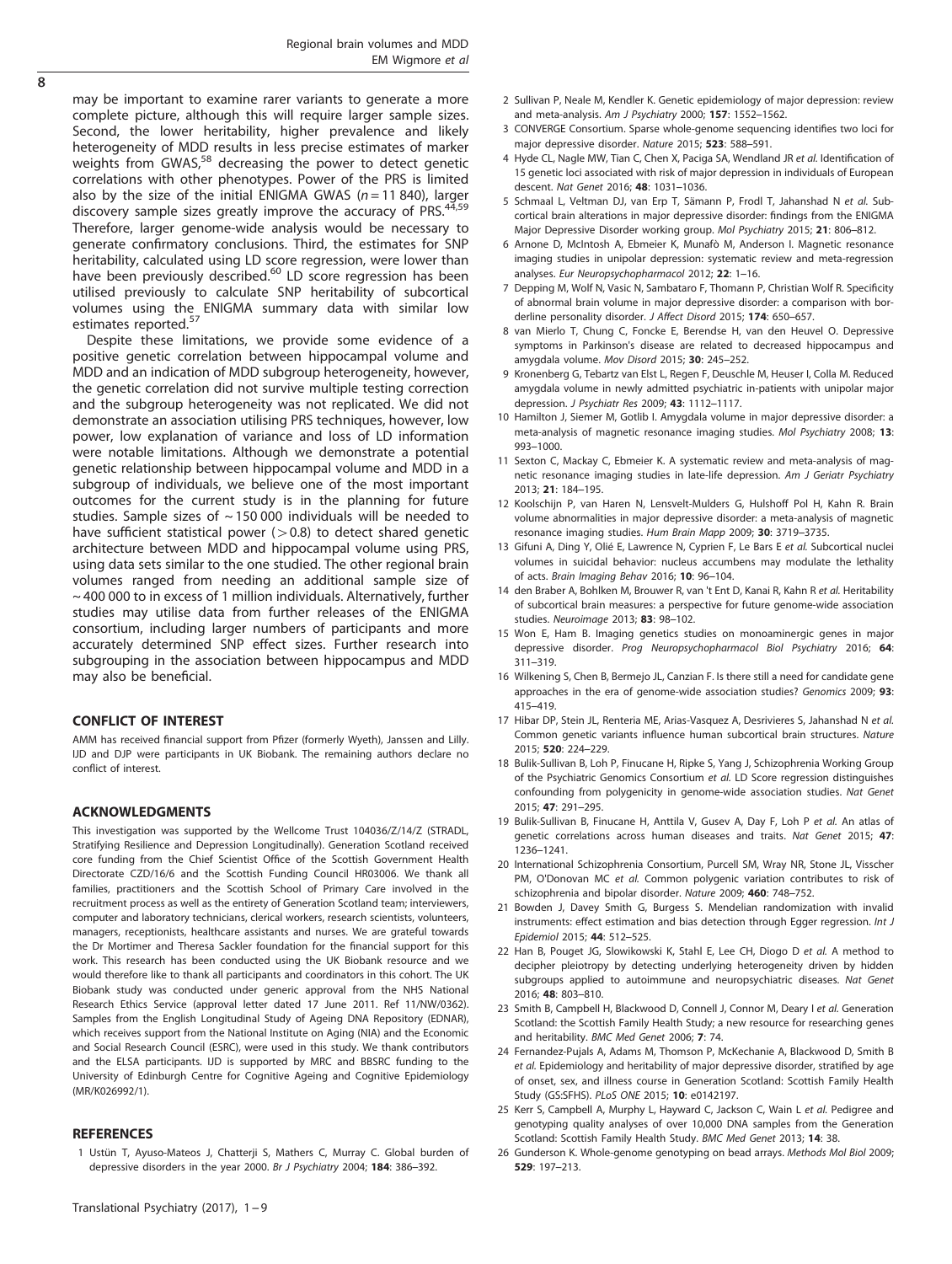may be important to examine rarer variants to generate a more complete picture, although this will require larger sample sizes. Second, the lower heritability, higher prevalence and likely heterogeneity of MDD results in less precise estimates of marker weights from GWAS,[58] decreasing the power to detect genetic correlations with other phenotypes. Power of the PRS is limited also by the size of the initial ENIGMA GWAS ($n = 11\ 840$), larger discovery sample sizes greatly improve the accuracy of PRS.[44,59] Therefore, larger genome-wide analysis would be necessary to generate confirmatory conclusions. Third, the estimates for SNP heritability, calculated using LD score regression, were lower than have been previously described.[60] LD score regression has been utilised previously to calculate SNP heritability of subcortical volumes using the ENIGMA summary data with similar low estimates reported.[57]

Despite these limitations, we provide some evidence of a positive genetic correlation between hippocampal volume and MDD and an indication of MDD subgroup heterogeneity, however, the genetic correlation did not survive multiple testing correction and the subgroup heterogeneity was not replicated. We did not demonstrate an association utilising PRS techniques, however, low power, low explanation of variance and loss of LD information were notable limitations. Although we demonstrate a potential genetic relationship between hippocampal volume and MDD in a subgroup of individuals, we believe one of the most important outcomes for the current study is in the planning for future studies. Sample sizes of ~150 000 individuals will be needed to have sufficient statistical power ($>0.8$) to detect shared genetic architecture between MDD and hippocampal volume using PRS, using data sets similar to the one studied. The other regional brain volumes ranged from needing an additional sample size of ~400 000 to in excess of 1 million individuals. Alternatively, further studies may utilise data from further releases of the ENIGMA consortium, including larger numbers of participants and more accurately determined SNP effect sizes. Further research into subgrouping in the association between hippocampus and MDD may also be beneficial.

## CONFLICT OF INTEREST

AMM has received financial support from Pfizer (formerly Wyeth), Janssen and Lilly. IJD and DJP were participants in UK Biobank. The remaining authors declare no conflict of interest.

## ACKNOWLEDGMENTS

This investigation was supported by the Wellcome Trust 104036/Z/14/Z (STRADL, Stratifying Resilience and Depression Longitudinally). Generation Scotland received core funding from the Chief Scientist Office of the Scottish Government Health Directorate CZD/16/6 and the Scottish Funding Council HR03006. We thank all families, practitioners and the Scottish School of Primary Care involved in the recruitment process as well as the entirety of Generation Scotland team; interviewers, computer and laboratory technicians, clerical workers, research scientists, volunteers, managers, receptionists, healthcare assistants and nurses. We are grateful towards the Dr Mortimer and Theresa Sackler foundation for the financial support for this work. This research has been conducted using the UK Biobank resource and we would therefore like to thank all participants and coordinators in this cohort. The UK Biobank study was conducted under generic approval from the NHS National Research Ethics Service (approval letter dated 17 June 2011. Ref 11/NW/0362). Samples from the English Longitudinal Study of Ageing DNA Repository (EDNAR), which receives support from the National Institute on Aging (NIA) and the Economic and Social Research Council (ESRC), were used in this study. We thank contributors and the ELSA participants. IJD is supported by MRC and BBSRC funding to the University of Edinburgh Centre for Cognitive Ageing and Cognitive Epidemiology (MR/K026992/1).

## REFERENCES

1 Ustün T, Ayuso-Mateos J, Chatterji S, Mathers C, Murray C. Global burden of depressive disorders in the year 2000. *Br J Psychiatry* 2004; **184**: 386–392.

2 Sullivan P, Neale M, Kendler K. Genetic epidemiology of major depression: review and meta-analysis. *Am J Psychiatry* 2000; **157**: 1552–1562.

3 CONVERGE Consortium. Sparse whole-genome sequencing identifies two loci for major depressive disorder. *Nature* 2015; **523**: 588–591.

4 Hyde CL, Nagle MW, Tian C, Chen X, Paciga SA, Wendland JR *et al.* Identification of 15 genetic loci associated with risk of major depression in individuals of European descent. *Nat Genet* 2016; **48**: 1031–1036.

5 Schmaal L, Veltman DJ, van Erp T, Sämann P, Frodl T, Jahanshad N *et al.* Subcortical brain alterations in major depressive disorder: findings from the ENIGMA Major Depressive Disorder working group. *Mol Psychiatry* 2015; **21**: 806–812.

6 Arnone D, McIntosh A, Ebmeier K, Munafò M, Anderson I. Magnetic resonance imaging studies in unipolar depression: systematic review and meta-regression analyses. *Eur Neuropsychopharmacol* 2012; **22**: 1–16.

7 Depping M, Wolf N, Vasic N, Sambataro F, Thomann P, Christian Wolf R. Specificity of abnormal brain volume in major depressive disorder: a comparison with borderline personality disorder. *J Affect Disord* 2015; **174**: 650–657.

8 van Mierlo T, Chung C, Foncke E, Berendse H, van den Heuvel O. Depressive symptoms in Parkinson's disease are related to decreased hippocampus and amygdala volume. *Mov Disord* 2015; **30**: 245–252.

9 Kronenberg G, Tebartz van Elst L, Regen F, Deuschle M, Heuser I, Colla M. Reduced amygdala volume in newly admitted psychiatric in-patients with unipolar major depression. *J Psychiatr Res* 2009; **43**: 1112–1117.

10 Hamilton J, Siemer M, Gotlib I. Amygdala volume in major depressive disorder: a meta-analysis of magnetic resonance imaging studies. *Mol Psychiatry* 2008; **13**: 993–1000.

11 Sexton C, Mackay C, Ebmeier K. A systematic review and meta-analysis of magnetic resonance imaging studies in late-life depression. *Am J Geriatr Psychiatry* 2013; **21**: 184–195.

12 Koolschijn P, van Haren N, Lensvelt-Mulders G, Hulshoff Pol H, Kahn R. Brain volume abnormalities in major depressive disorder: a meta-analysis of magnetic resonance imaging studies. *Hum Brain Mapp* 2009; **30**: 3719–3735.

13 Gifuni A, Ding Y, Olié E, Lawrence N, Cyprien F, Le Bars E *et al.* Subcortical nuclei volumes in suicidal behavior: nucleus accumbens may modulate the lethality of acts. *Brain Imaging Behav* 2016; **10**: 96–104.

14 den Braber A, Bohlken M, Brouwer R, van 't Ent D, Kanai R, Kahn R *et al.* Heritability of subcortical brain measures: a perspective for future genome-wide association studies. *Neuroimage* 2013; **83**: 98–102.

15 Won E, Ham B. Imaging genetics studies on monoaminergic genes in major depressive disorder. *Prog Neuropsychopharmacol Biol Psychiatry* 2016; **64**: 311–319.

16 Wilkening S, Chen B, Bermejo JL, Canzian F. Is there still a need for candidate gene approaches in the era of genome-wide association studies? *Genomics* 2009; **93**: 415–419.

17 Hibar DP, Stein JL, Renteria ME, Arias-Vasquez A, Desrivieres S, Jahanshad N *et al.* Common genetic variants influence human subcortical brain structures. *Nature* 2015; **520**: 224–229.

18 Bulik-Sullivan B, Loh P, Finucane H, Ripke S, Yang J, Schizophrenia Working Group of the Psychiatric Genomics Consortium *et al.* LD Score regression distinguishes confounding from polygenicity in genome-wide association studies. *Nat Genet* 2015; **47**: 291–295.

19 Bulik-Sullivan B, Finucane H, Anttila V, Gusev A, Day F, Loh P *et al.* An atlas of genetic correlations across human diseases and traits. *Nat Genet* 2015; **47**: 1236–1241.

20 International Schizophrenia Consortium, Purcell SM, Wray NR, Stone JL, Visscher PM, O'Donovan MC *et al.* Common polygenic variation contributes to risk of schizophrenia and bipolar disorder. *Nature* 2009; **460**: 748–752.

21 Bowden J, Davey Smith G, Burgess S. Mendelian randomization with invalid instruments: effect estimation and bias detection through Egger regression. *Int J Epidemiol* 2015; **44**: 512–525.

22 Han B, Pouget JG, Slowikowski K, Stahl E, Lee CH, Diogo D *et al.* A method to decipher pleiotropy by detecting underlying heterogeneity driven by hidden subgroups applied to autoimmune and neuropsychiatric diseases. *Nat Genet* 2016; **48**: 803–810.

23 Smith B, Campbell H, Blackwood D, Connell J, Connor M, Deary I *et al.* Generation Scotland: the Scottish Family Health Study; a new resource for researching genes and heritability. *BMC Med Genet* 2006; **7**: 74.

24 Fernandez-Pujals A, Adams M, Thomson P, McKechanie A, Blackwood D, Smith B *et al.* Epidemiology and heritability of major depressive disorder, stratified by age of onset, sex, and illness course in Generation Scotland: Scottish Family Health Study (GS:SFHS). *PLoS ONE* 2015; **10**: e0142197.

25 Kerr S, Campbell A, Murphy L, Hayward C, Jackson C, Wain L *et al.* Pedigree and genotyping quality analyses of over 10,000 DNA samples from the Generation Scotland: Scottish Family Health Study. *BMC Med Genet* 2013; **14**: 38.

26 Gunderson K. Whole-genome genotyping on bead arrays. *Methods Mol Biol* 2009; **529**: 197–213.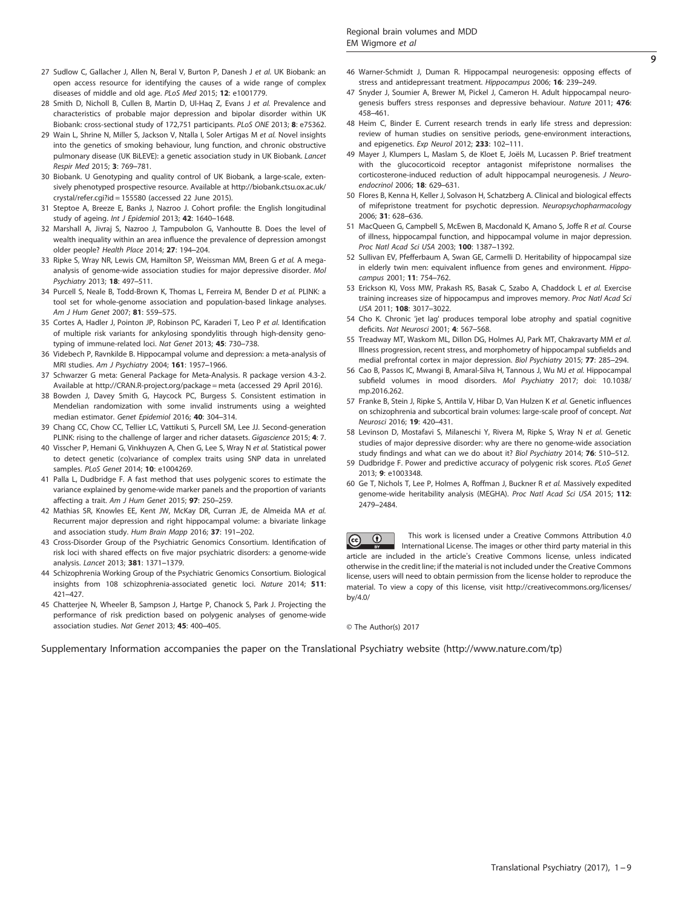27 Sudlow C, Gallacher J, Allen N, Beral V, Burton P, Danesh J *et al.* UK Biobank: an open access resource for identifying the causes of a wide range of complex diseases of middle and old age. *PLoS Med* 2015; **12**: e1001779.

28 Smith D, Nicholl B, Cullen B, Martin D, Ul-Haq Z, Evans J *et al.* Prevalence and characteristics of probable major depression and bipolar disorder within UK Biobank: cross-sectional study of 172,751 participants. *PLoS ONE* 2013; **8**: e75362.

29 Wain L, Shrine N, Miller S, Jackson V, Ntalla I, Soler Artigas M *et al.* Novel insights into the genetics of smoking behaviour, lung function, and chronic obstructive pulmonary disease (UK BiLEVE): a genetic association study in UK Biobank. *Lancet Respir Med* 2015; **3**: 769–781.

30 Biobank. U Genotyping and quality control of UK Biobank, a large-scale, extensively phenotyped prospective resource. Available at http://biobank.ctsu.ox.ac.uk/crystal/refer.cgi?id = 155580 (accessed 22 June 2015).

31 Steptoe A, Breeze E, Banks J, Nazroo J. Cohort profile: the English longitudinal study of ageing. *Int J Epidemiol* 2013; **42**: 1640–1648.

32 Marshall A, Jivraj S, Nazroo J, Tampubolon G, Vanhoutte B. Does the level of wealth inequality within an area influence the prevalence of depression amongst older people? *Health Place* 2014; **27**: 194–204.

33 Ripke S, Wray NR, Lewis CM, Hamilton SP, Weissman MM, Breen G *et al.* A mega-analysis of genome-wide association studies for major depressive disorder. *Mol Psychiatry* 2013; **18**: 497–511.

34 Purcell S, Neale B, Todd-Brown K, Thomas L, Ferreira M, Bender D *et al.* PLINK: a tool set for whole-genome association and population-based linkage analyses. *Am J Hum Genet* 2007; **81**: 559–575.

35 Cortes A, Hadler J, Pointon JP, Robinson PC, Karaderi T, Leo P *et al.* Identification of multiple risk variants for ankylosing spondylitis through high-density genotyping of immune-related loci. *Nat Genet* 2013; **45**: 730–738.

36 Videbech P, Ravnkilde B. Hippocampal volume and depression: a meta-analysis of MRI studies. *Am J Psychiatry* 2004; **161**: 1957–1966.

37 Schwarzer G meta: General Package for Meta-Analysis. R package version 4.3-2. Available at http://CRAN.R-project.org/package = meta (accessed 29 April 2016).

38 Bowden J, Davey Smith G, Haycock PC, Burgess S. Consistent estimation in Mendelian randomization with some invalid instruments using a weighted median estimator. *Genet Epidemiol* 2016; **40**: 304–314.

39 Chang CC, Chow CC, Tellier LC, Vattikuti S, Purcell SM, Lee JJ. Second-generation PLINK: rising to the challenge of larger and richer datasets. *Gigascience* 2015; **4**: 7.

40 Visscher P, Hemani G, Vinkhuyzen A, Chen G, Lee S, Wray N *et al.* Statistical power to detect genetic (co)variance of complex traits using SNP data in unrelated samples. *PLoS Genet* 2014; **10**: e1004269.

41 Palla L, Dudbridge F. A fast method that uses polygenic scores to estimate the variance explained by genome-wide marker panels and the proportion of variants affecting a trait. *Am J Hum Genet* 2015; **97**: 250–259.

42 Mathias SR, Knowles EE, Kent JW, McKay DR, Curran JE, de Almeida MA *et al.* Recurrent major depression and right hippocampal volume: a bivariate linkage and association study. *Hum Brain Mapp* 2016; **37**: 191–202.

43 Cross-Disorder Group of the Psychiatric Genomics Consortium. Identification of risk loci with shared effects on five major psychiatric disorders: a genome-wide analysis. *Lancet* 2013; **381**: 1371–1379.

44 Schizophrenia Working Group of the Psychiatric Genomics Consortium. Biological insights from 108 schizophrenia-associated genetic loci. *Nature* 2014; **511**: 421–427.

45 Chatterjee N, Wheeler B, Sampson J, Hartge P, Chanock S, Park J. Projecting the performance of risk prediction based on polygenic analyses of genome-wide association studies. *Nat Genet* 2013; **45**: 400–405.

46 Warner-Schmidt J, Duman R. Hippocampal neurogenesis: opposing effects of stress and antidepressant treatment. *Hippocampus* 2006; **16**: 239–249.

47 Snyder J, Soumier A, Brewer M, Pickel J, Cameron H. Adult hippocampal neurogenesis buffers stress responses and depressive behaviour. *Nature* 2011; **476**: 458–461.

48 Heim C, Binder E. Current research trends in early life stress and depression: review of human studies on sensitive periods, gene-environment interactions, and epigenetics. *Exp Neurol* 2012; **233**: 102–111.

49 Mayer J, Klumpers L, Maslam S, de Kloet E, Joëls M, Lucassen P. Brief treatment with the glucocorticoid receptor antagonist mifepristone normalises the corticosterone-induced reduction of adult hippocampal neurogenesis. *J Neuroendocrinol* 2006; **18**: 629–631.

50 Flores B, Kenna H, Keller J, Solvason H, Schatzberg A. Clinical and biological effects of mifepristone treatment for psychotic depression. *Neuropsychopharmacology* 2006; **31**: 628–636.

51 MacQueen G, Campbell S, McEwen B, Macdonald K, Amano S, Joffe R *et al.* Course of illness, hippocampal function, and hippocampal volume in major depression. *Proc Natl Acad Sci USA* 2003; **100**: 1387–1392.

52 Sullivan EV, Pfefferbaum A, Swan GE, Carmelli D. Heritability of hippocampal size in elderly twin men: equivalent influence from genes and environment. *Hippocampus* 2001; **11**: 754–762.

53 Erickson KI, Voss MW, Prakash RS, Basak C, Szabo A, Chaddock L *et al.* Exercise training increases size of hippocampus and improves memory. *Proc Natl Acad Sci USA* 2011; **108**: 3017–3022.

54 Cho K. Chronic 'jet lag' produces temporal lobe atrophy and spatial cognitive deficits. *Nat Neurosci* 2001; **4**: 567–568.

55 Treadway MT, Waskom ML, Dillon DG, Holmes AJ, Park MT, Chakravarty MM *et al.* Illness progression, recent stress, and morphometry of hippocampal subfields and medial prefrontal cortex in major depression. *Biol Psychiatry* 2015; **77**: 285–294.

56 Cao B, Passos IC, Mwangi B, Amaral-Silva H, Tannous J, Wu MJ *et al.* Hippocampal subfield volumes in mood disorders. *Mol Psychiatry* 2017; doi: 10.1038/mp.2016.262.

57 Franke B, Stein J, Ripke S, Anttila V, Hibar D, Van Hulzen K *et al.* Genetic influences on schizophrenia and subcortical brain volumes: large-scale proof of concept. *Nat Neurosci* 2016; **19**: 420–431.

58 Levinson D, Mostafavi S, Milaneschi Y, Rivera M, Ripke S, Wray N *et al.* Genetic studies of major depressive disorder: why are there no genome-wide association study findings and what can we do about it? *Biol Psychiatry* 2014; **76**: 510–512.

59 Dudbridge F. Power and predictive accuracy of polygenic risk scores. *PLoS Genet* 2013; **9**: e1003348.

60 Ge T, Nichols T, Lee P, Holmes A, Roffman J, Buckner R *et al.* Massively expedited genome-wide heritability analysis (MEGHA). *Proc Natl Acad Sci USA* 2015; **112**: 2479–2484.

This work is licensed under a Creative Commons Attribution 4.0 International License. The images or other third party material in this article are included in the article's Creative Commons license, unless indicated otherwise in the credit line; if the material is not included under the Creative Commons license, users will need to obtain permission from the license holder to reproduce the material. To view a copy of this license, visit http://creativecommons.org/licenses/by/4.0/

© The Author(s) 2017

Supplementary Information accompanies the paper on the Translational Psychiatry website (http://www.nature.com/tp)